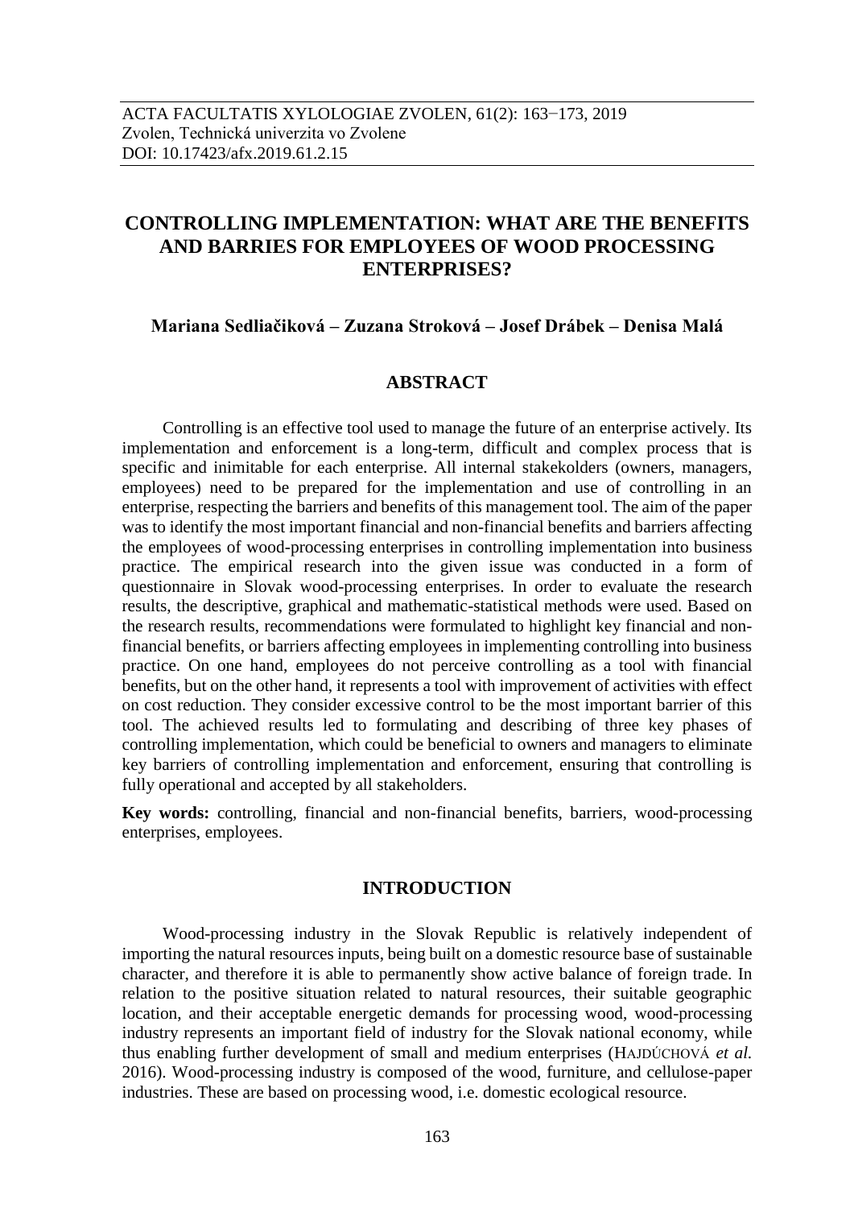ACTA FACULTATIS XYLOLOGIAE ZVOLEN, 61(2): 163−173, 2019
Zvolen, Technická univerzita vo Zvolene
DOI: 10.17423/afx.2019.61.2.15

# CONTROLLING IMPLEMENTATION: WHAT ARE THE BENEFITS AND BARRIES FOR EMPLOYEES OF WOOD PROCESSING ENTERPRISES?

**Mariana Sedliačiková – Zuzana Stroková – Josef Drábek – Denisa Malá**

## ABSTRACT

Controlling is an effective tool used to manage the future of an enterprise actively. Its implementation and enforcement is a long-term, difficult and complex process that is specific and inimitable for each enterprise. All internal stakekolders (owners, managers, employees) need to be prepared for the implementation and use of controlling in an enterprise, respecting the barriers and benefits of this management tool. The aim of the paper was to identify the most important financial and non-financial benefits and barriers affecting the employees of wood-processing enterprises in controlling implementation into business practice. The empirical research into the given issue was conducted in a form of questionnaire in Slovak wood-processing enterprises. In order to evaluate the research results, the descriptive, graphical and mathematic-statistical methods were used. Based on the research results, recommendations were formulated to highlight key financial and non-financial benefits, or barriers affecting employees in implementing controlling into business practice. On one hand, employees do not perceive controlling as a tool with financial benefits, but on the other hand, it represents a tool with improvement of activities with effect on cost reduction. They consider excessive control to be the most important barrier of this tool. The achieved results led to formulating and describing of three key phases of controlling implementation, which could be beneficial to owners and managers to eliminate key barriers of controlling implementation and enforcement, ensuring that controlling is fully operational and accepted by all stakeholders.

**Key words:** controlling, financial and non-financial benefits, barriers, wood-processing enterprises, employees.

## INTRODUCTION

Wood-processing industry in the Slovak Republic is relatively independent of importing the natural resources inputs, being built on a domestic resource base of sustainable character, and therefore it is able to permanently show active balance of foreign trade. In relation to the positive situation related to natural resources, their suitable geographic location, and their acceptable energetic demands for processing wood, wood-processing industry represents an important field of industry for the Slovak national economy, while thus enabling further development of small and medium enterprises (HAJDÚCHOVÁ *et al.* 2016). Wood-processing industry is composed of the wood, furniture, and cellulose-paper industries. These are based on processing wood, i.e. domestic ecological resource.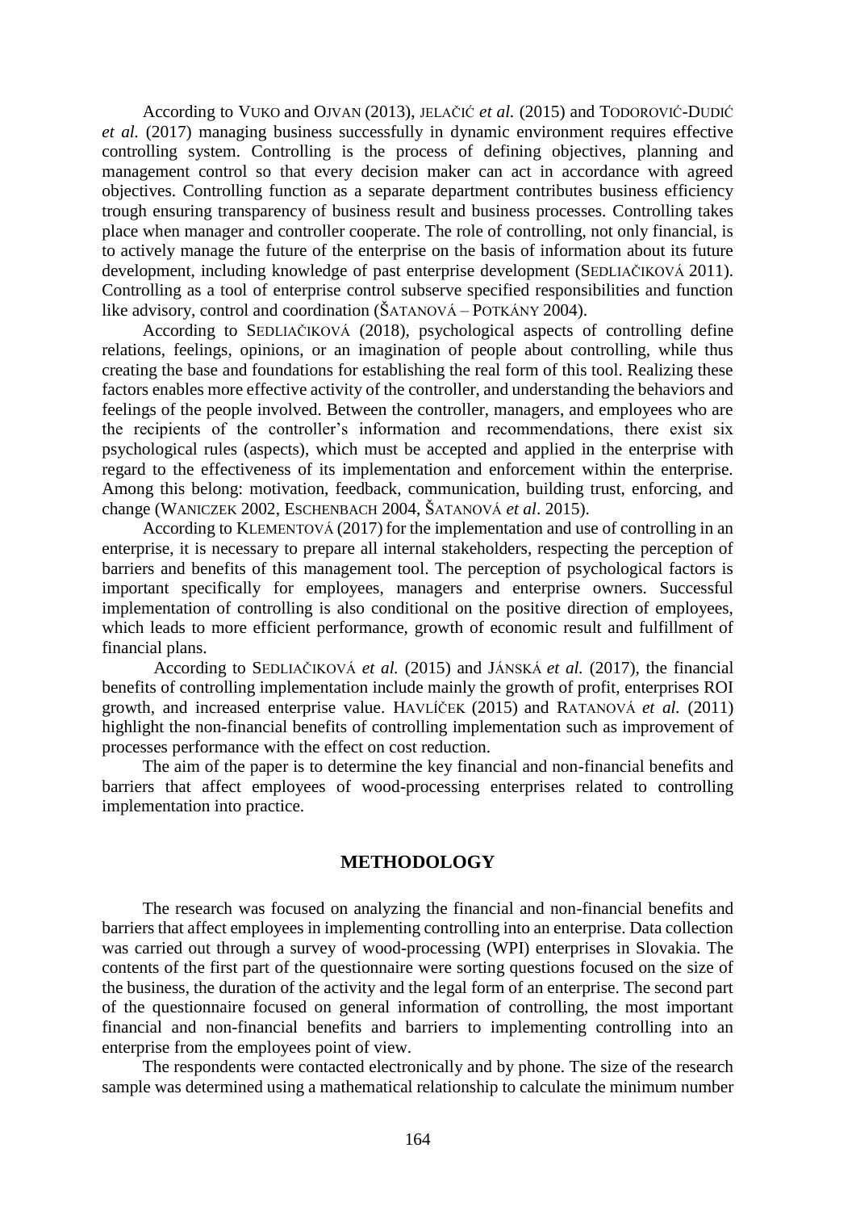According to VUKO and OJVAN (2013), JELAČIĆ *et al.* (2015) and TODOROVIĆ-DUDIĆ *et al.* (2017) managing business successfully in dynamic environment requires effective controlling system. Controlling is the process of defining objectives, planning and management control so that every decision maker can act in accordance with agreed objectives. Controlling function as a separate department contributes business efficiency trough ensuring transparency of business result and business processes. Controlling takes place when manager and controller cooperate. The role of controlling, not only financial, is to actively manage the future of the enterprise on the basis of information about its future development, including knowledge of past enterprise development (SEDLIAČIKOVÁ 2011). Controlling as a tool of enterprise control subserve specified responsibilities and function like advisory, control and coordination (ŠATANOVÁ – POTKÁNY 2004).

According to SEDLIAČIKOVÁ (2018), psychological aspects of controlling define relations, feelings, opinions, or an imagination of people about controlling, while thus creating the base and foundations for establishing the real form of this tool. Realizing these factors enables more effective activity of the controller, and understanding the behaviors and feelings of the people involved. Between the controller, managers, and employees who are the recipients of the controller's information and recommendations, there exist six psychological rules (aspects), which must be accepted and applied in the enterprise with regard to the effectiveness of its implementation and enforcement within the enterprise. Among this belong: motivation, feedback, communication, building trust, enforcing, and change (WANICZEK 2002, ESCHENBACH 2004, ŠATANOVÁ *et al*. 2015).

According to KLEMENTOVÁ (2017) for the implementation and use of controlling in an enterprise, it is necessary to prepare all internal stakeholders, respecting the perception of barriers and benefits of this management tool. The perception of psychological factors is important specifically for employees, managers and enterprise owners. Successful implementation of controlling is also conditional on the positive direction of employees, which leads to more efficient performance, growth of economic result and fulfillment of financial plans.

According to SEDLIAČIKOVÁ *et al.* (2015) and JÁNSKÁ *et al.* (2017), the financial benefits of controlling implementation include mainly the growth of profit, enterprises ROI growth, and increased enterprise value. HAVLÍČEK (2015) and RATANOVÁ *et al.* (2011) highlight the non-financial benefits of controlling implementation such as improvement of processes performance with the effect on cost reduction.

The aim of the paper is to determine the key financial and non-financial benefits and barriers that affect employees of wood-processing enterprises related to controlling implementation into practice.

## METHODOLOGY

The research was focused on analyzing the financial and non-financial benefits and barriers that affect employees in implementing controlling into an enterprise. Data collection was carried out through a survey of wood-processing (WPI) enterprises in Slovakia. The contents of the first part of the questionnaire were sorting questions focused on the size of the business, the duration of the activity and the legal form of an enterprise. The second part of the questionnaire focused on general information of controlling, the most important financial and non-financial benefits and barriers to implementing controlling into an enterprise from the employees point of view.

The respondents were contacted electronically and by phone. The size of the research sample was determined using a mathematical relationship to calculate the minimum number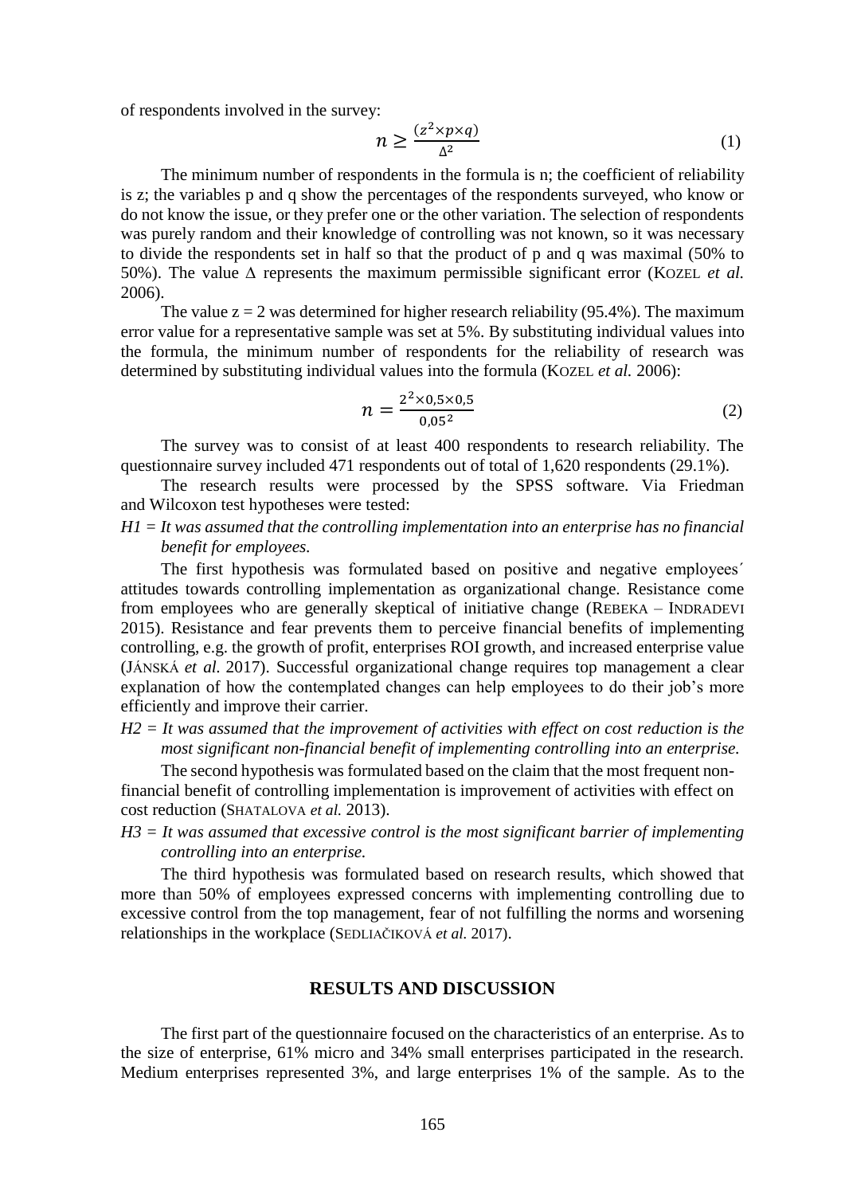of respondents involved in the survey:

$$n \geq \frac{(z^2 \times p \times q)}{\Delta^2} \tag{1}$$

The minimum number of respondents in the formula is n; the coefficient of reliability is z; the variables p and q show the percentages of the respondents surveyed, who know or do not know the issue, or they prefer one or the other variation. The selection of respondents was purely random and their knowledge of controlling was not known, so it was necessary to divide the respondents set in half so that the product of p and q was maximal (50% to 50%). The value Δ represents the maximum permissible significant error (KOZEL *et al.* 2006).

The value z = 2 was determined for higher research reliability (95.4%). The maximum error value for a representative sample was set at 5%. By substituting individual values into the formula, the minimum number of respondents for the reliability of research was determined by substituting individual values into the formula (KOZEL *et al.* 2006):

$$n = \frac{2^2 \times 0{,}5 \times 0{,}5}{0{,}05^2} \tag{2}$$

The survey was to consist of at least 400 respondents to research reliability. The questionnaire survey included 471 respondents out of total of 1,620 respondents (29.1%).

The research results were processed by the SPSS software. Via Friedman and Wilcoxon test hypotheses were tested:

*H1 = It was assumed that the controlling implementation into an enterprise has no financial benefit for employees.*

The first hypothesis was formulated based on positive and negative employees´ attitudes towards controlling implementation as organizational change. Resistance come from employees who are generally skeptical of initiative change (REBEKA – INDRADEVI 2015). Resistance and fear prevents them to perceive financial benefits of implementing controlling, e.g. the growth of profit, enterprises ROI growth, and increased enterprise value (JÁNSKÁ *et al.* 2017). Successful organizational change requires top management a clear explanation of how the contemplated changes can help employees to do their job's more efficiently and improve their carrier.

*H2 = It was assumed that the improvement of activities with effect on cost reduction is the most significant non-financial benefit of implementing controlling into an enterprise.*

The second hypothesis was formulated based on the claim that the most frequent non-financial benefit of controlling implementation is improvement of activities with effect on cost reduction (SHATALOVA *et al.* 2013).

*H3 = It was assumed that excessive control is the most significant barrier of implementing controlling into an enterprise.*

The third hypothesis was formulated based on research results, which showed that more than 50% of employees expressed concerns with implementing controlling due to excessive control from the top management, fear of not fulfilling the norms and worsening relationships in the workplace (SEDLIAČIKOVÁ *et al.* 2017).

## RESULTS AND DISCUSSION

The first part of the questionnaire focused on the characteristics of an enterprise. As to the size of enterprise, 61% micro and 34% small enterprises participated in the research. Medium enterprises represented 3%, and large enterprises 1% of the sample. As to the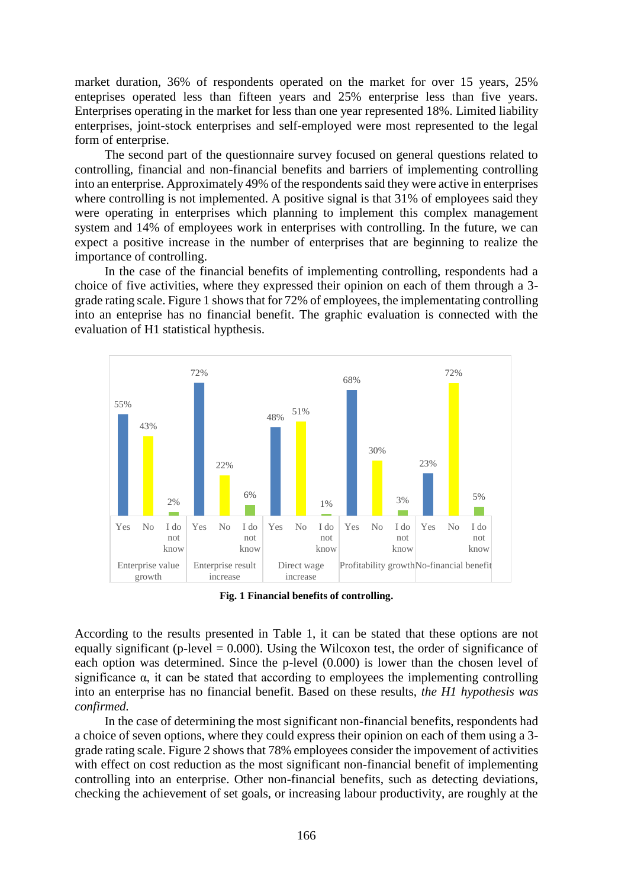market duration, 36% of respondents operated on the market for over 15 years, 25% enteprises operated less than fifteen years and 25% enterprise less than five years. Enterprises operating in the market for less than one year represented 18%. Limited liability enterprises, joint-stock enterprises and self-employed were most represented to the legal form of enterprise.

The second part of the questionnaire survey focused on general questions related to controlling, financial and non-financial benefits and barriers of implementing controlling into an enterprise. Approximately 49% of the respondents said they were active in enterprises where controlling is not implemented. A positive signal is that 31% of employees said they were operating in enterprises which planning to implement this complex management system and 14% of employees work in enterprises with controlling. In the future, we can expect a positive increase in the number of enterprises that are beginning to realize the importance of controlling.

In the case of the financial benefits of implementing controlling, respondents had a choice of five activities, where they expressed their opinion on each of them through a 3-grade rating scale. Figure 1 shows that for 72% of employees, the implementating controlling into an enteprise has no financial benefit. The graphic evaluation is connected with the evaluation of H1 statistical hypthesis.

| | Yes | No | I do not know |
|---|---|---|---|
| Enterprise value growth | 55% | 43% | 2% |
| Enterprise result increase | 72% | 22% | 6% |
| Direct wage increase | 48% | 51% | 1% |
| Profitability growth | 68% | 30% | 3% |
| No-financial benefit | 23% | 72% | 5% |

**Fig. 1 Financial benefits of controlling.**

According to the results presented in Table 1, it can be stated that these options are not equally significant (p-level = 0.000). Using the Wilcoxon test, the order of significance of each option was determined. Since the p-level (0.000) is lower than the chosen level of significance $\alpha$, it can be stated that according to employees the implementing controlling into an enterprise has no financial benefit. Based on these results, *the H1 hypothesis was confirmed.*

In the case of determining the most significant non-financial benefits, respondents had a choice of seven options, where they could express their opinion on each of them using a 3-grade rating scale. Figure 2 shows that 78% employees consider the impovement of activities with effect on cost reduction as the most significant non-financial benefit of implementing controlling into an enterprise. Other non-financial benefits, such as detecting deviations, checking the achievement of set goals, or increasing labour productivity, are roughly at the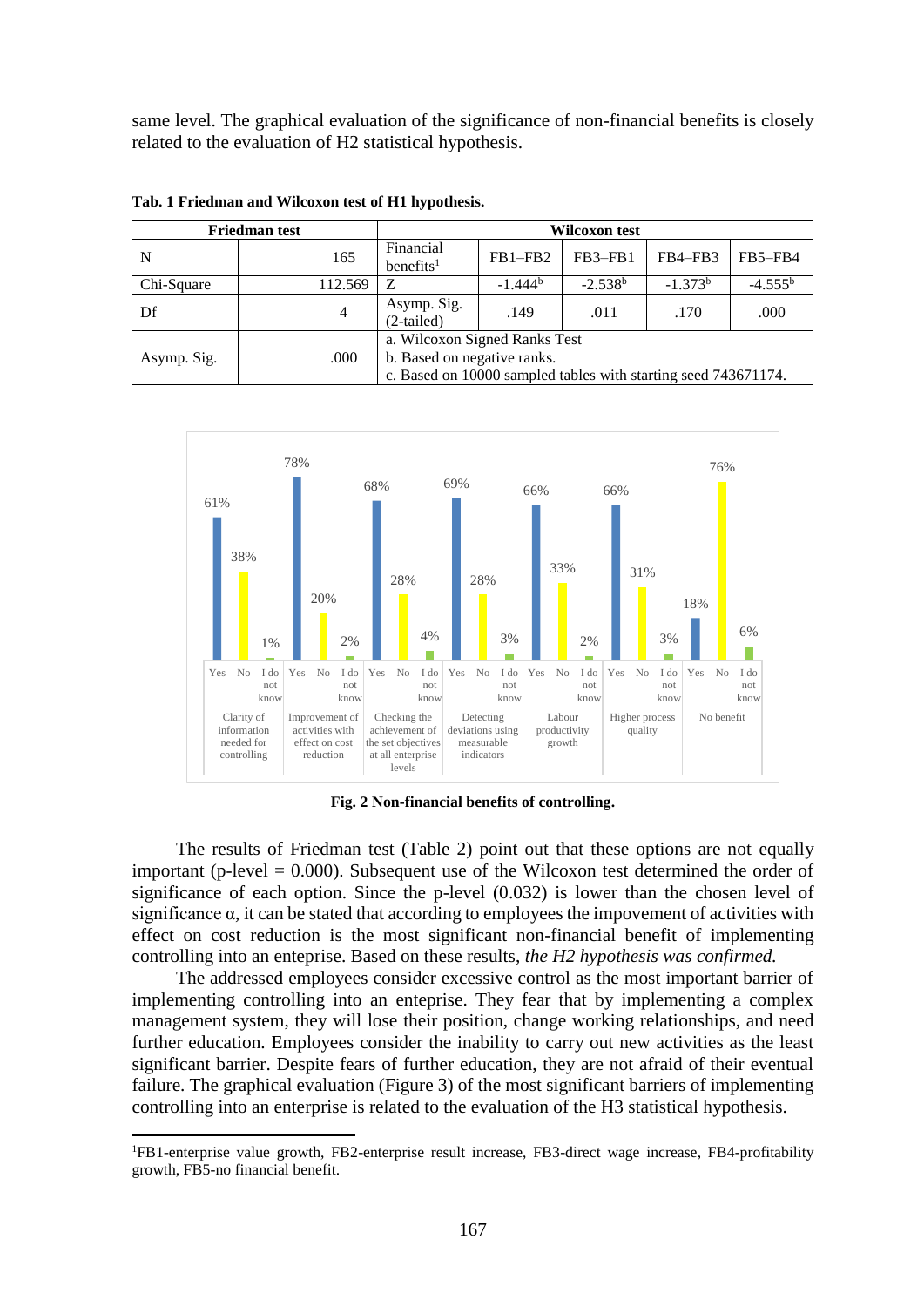same level. The graphical evaluation of the significance of non-financial benefits is closely related to the evaluation of H2 statistical hypothesis.

**Tab. 1 Friedman and Wilcoxon test of H1 hypothesis.**

| Friedman test | | Wilcoxon test | | | | |
|---|---|---|---|---|---|---|
| N | 165 | Financial benefits[1] | FB1–FB2 | FB3–FB1 | FB4–FB3 | FB5–FB4 |
| Chi-Square | 112.569 | Z | -1.444[b] | -2.538[b] | -1.373[b] | -4.555[b] |
| Df | 4 | Asymp. Sig. (2-tailed) | .149 | .011 | .170 | .000 |
| Asymp. Sig. | .000 | a. Wilcoxon Signed Ranks Test<br>b. Based on negative ranks.<br>c. Based on 10000 sampled tables with starting seed 743671174. | | | | |

**Fig. 2 Non-financial benefits of controlling.**

The results of Friedman test (Table 2) point out that these options are not equally important (p-level = 0.000). Subsequent use of the Wilcoxon test determined the order of significance of each option. Since the p-level (0.032) is lower than the chosen level of significance α, it can be stated that according to employees the impovement of activities with effect on cost reduction is the most significant non-financial benefit of implementing controlling into an entepries. Based on these results, *the H2 hypothesis was confirmed.*

The addressed employees consider excessive control as the most important barrier of implementing controlling into an entepise. They fear that by implementing a complex management system, they will lose their position, change working relationships, and need further education. Employees consider the inability to carry out new activities as the least significant barrier. Despite fears of further education, they are not afraid of their eventual failure. The graphical evaluation (Figure 3) of the most significant barriers of implementing controlling into an enterprise is related to the evaluation of the H3 statistical hypothesis.

[1]FB1-enterprise value growth, FB2-enterprise result increase, FB3-direct wage increase, FB4-profitability growth, FB5-no financial benefit.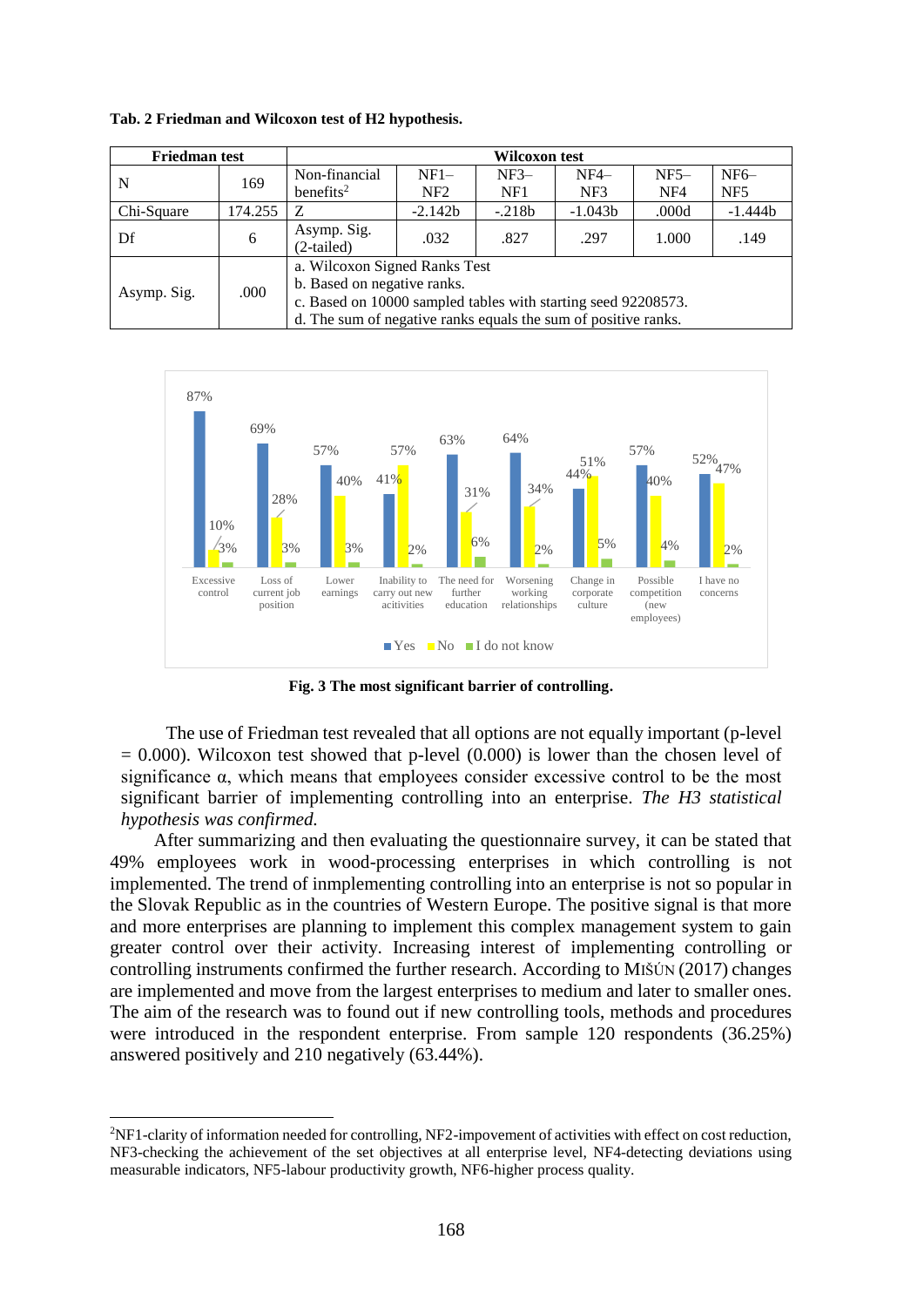**Tab. 2 Friedman and Wilcoxon test of H2 hypothesis.**

| Friedman test | | Wilcoxon test | | | | | |
|---|---|---|---|---|---|---|---|
| N | 169 | Non-financial benefits[2] | NF1–NF2 | NF3–NF1 | NF4–NF3 | NF5–NF4 | NF6–NF5 |
| Chi-Square | 174.255 | Z | -2.142b | -.218b | -1.043b | .000d | -1.444b |
| Df | 6 | Asymp. Sig. (2-tailed) | .032 | .827 | .297 | 1.000 | .149 |
| Asymp. Sig. | .000 | a. Wilcoxon Signed Ranks Test<br>b. Based on negative ranks.<br>c. Based on 10000 sampled tables with starting seed 92208573.<br>d. The sum of negative ranks equals the sum of positive ranks. | | | | | |

| | Yes | No | I do not know |
|---|---|---|---|
| Excessive control | 87% | 10% | 3% |
| Loss of current job position | 69% | 28% | 3% |
| Lower earnings | 57% | 40% | 3% |
| Inability to carry out new acitivities | 41% | 57% | 2% |
| The need for further education | 63% | 31% | 6% |
| Worsening working relationships | 64% | 34% | 2% |
| Change in corporate culture | 44% | 51% | 5% |
| Possible competition (new employees) | 57% | 40% | 4% |
| I have no concerns | 52% | 47% | 2% |

**Fig. 3 The most significant barrier of controlling.**

The use of Friedman test revealed that all options are not equally important (p-level = 0.000). Wilcoxon test showed that p-level (0.000) is lower than the chosen level of significance α, which means that employees consider excessive control to be the most significant barrier of implementing controlling into an enterprise. *The H3 statistical hypothesis was confirmed.*

After summarizing and then evaluating the questionnaire survey, it can be stated that 49% employees work in wood-processing enterprises in which controlling is not implemented. The trend of innplementing controlling into an enterprise is not so popular in the Slovak Republic as in the countries of Western Europe. The positive signal is that more and more enterprises are planning to implement this complex management system to gain greater control over their activity. Increasing interest of implementing controlling or controlling instruments confirmed the further research. According to MIŠÚN (2017) changes are implemented and move from the largest enterprises to medium and later to smaller ones. The aim of the research was to found out if new controlling tools, methods and procedures were introduced in the respondent enterprise. From sample 120 respondents (36.25%) answered positively and 210 negatively (63.44%).

[2]NF1-clarity of information needed for controlling, NF2-impovement of activities with effect on cost reduction, NF3-checking the achievement of the set objectives at all enterprise level, NF4-detecting deviations using measurable indicators, NF5-labour productivity growth, NF6-higher process quality.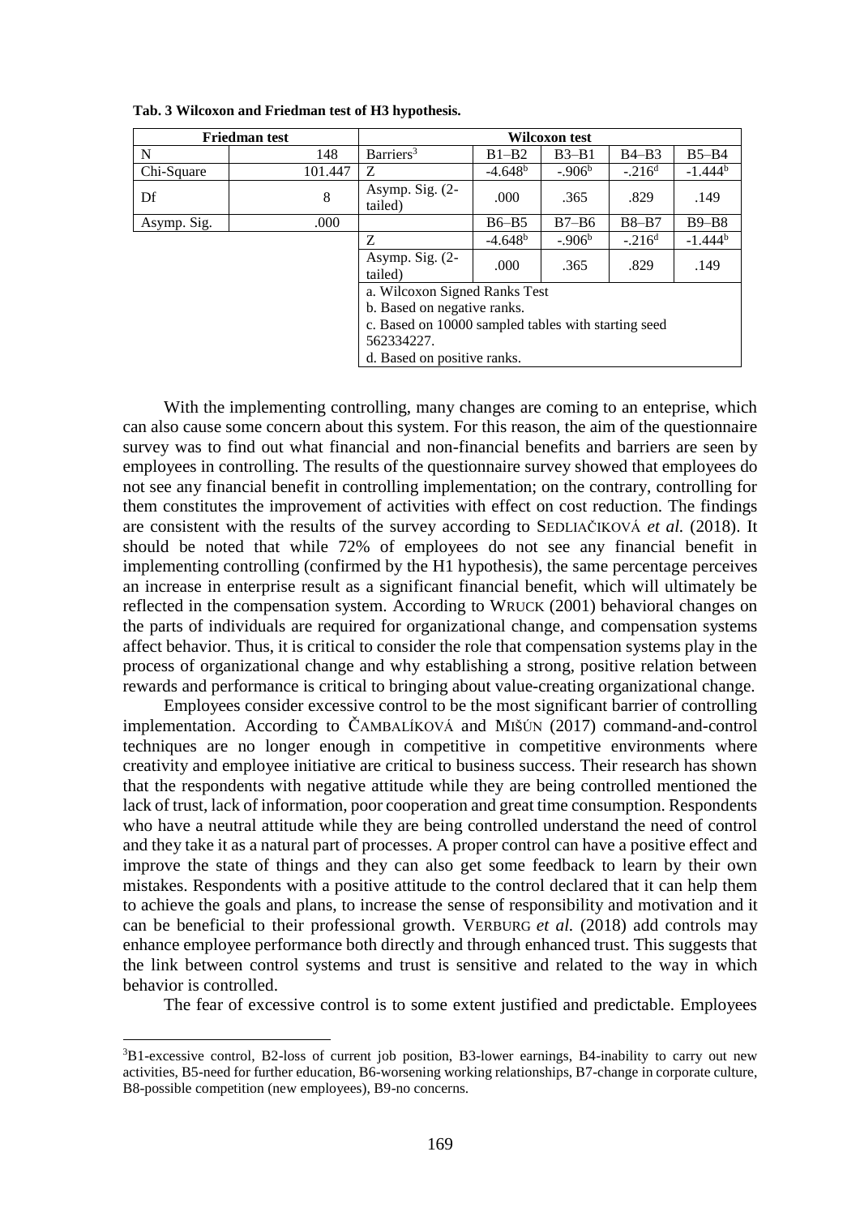**Tab. 3 Wilcoxon and Friedman test of H3 hypothesis.**

| Friedman test | | Wilcoxon test | | | | |
|---|---|---|---|---|---|---|
| N | 148 | Barriers[3] | B1–B2 | B3–B1 | B4–B3 | B5–B4 |
| Chi-Square | 101.447 | Z | -4.648[b] | -.906[b] | -.216[d] | -1.444[b] |
| Df | 8 | Asymp. Sig. (2-tailed) | .000 | .365 | .829 | .149 |
| Asymp. Sig. | .000 | | B6–B5 | B7–B6 | B8–B7 | B9–B8 |
| | | Z | -4.648[b] | -.906[b] | -.216[d] | -1.444[b] |
| | | Asymp. Sig. (2-tailed) | .000 | .365 | .829 | .149 |

a. Wilcoxon Signed Ranks Test
b. Based on negative ranks.
c. Based on 10000 sampled tables with starting seed 562334227.
d. Based on positive ranks.

With the implementing controlling, many changes are coming to an enteprise, which can also cause some concern about this system. For this reason, the aim of the questionnaire survey was to find out what financial and non-financial benefits and barriers are seen by employees in controlling. The results of the questionnaire survey showed that employees do not see any financial benefit in controlling implementation; on the contrary, controlling for them constitutes the improvement of activities with effect on cost reduction. The findings are consistent with the results of the survey according to SEDLIAČIKOVÁ *et al.* (2018). It should be noted that while 72% of employees do not see any financial benefit in implementing controlling (confirmed by the H1 hypothesis), the same percentage perceives an increase in enterprise result as a significant financial benefit, which will ultimately be reflected in the compensation system. According to WRUCK (2001) behavioral changes on the parts of individuals are required for organizational change, and compensation systems affect behavior. Thus, it is critical to consider the role that compensation systems play in the process of organizational change and why establishing a strong, positive relation between rewards and performance is critical to bringing about value-creating organizational change.

Employees consider excessive control to be the most significant barrier of controlling implementation. According to ČAMBALÍKOVÁ and MIŠÚN (2017) command-and-control techniques are no longer enough in competitive in competitive environments where creativity and employee initiative are critical to business success. Their research has shown that the respondents with negative attitude while they are being controlled mentioned the lack of trust, lack of information, poor cooperation and great time consumption. Respondents who have a neutral attitude while they are being controlled understand the need of control and they take it as a natural part of processes. A proper control can have a positive effect and improve the state of things and they can also get some feedback to learn by their own mistakes. Respondents with a positive attitude to the control declared that it can help them to achieve the goals and plans, to increase the sense of responsibility and motivation and it can be beneficial to their professional growth. VERBURG *et al.* (2018) add controls may enhance employee performance both directly and through enhanced trust. This suggests that the link between control systems and trust is sensitive and related to the way in which behavior is controlled.

The fear of excessive control is to some extent justified and predictable. Employees

[3]B1-excessive control, B2-loss of current job position, B3-lower earnings, B4-inability to carry out new activities, B5-need for further education, B6-worsening working relationships, B7-change in corporate culture, B8-possible competition (new employees), B9-no concerns.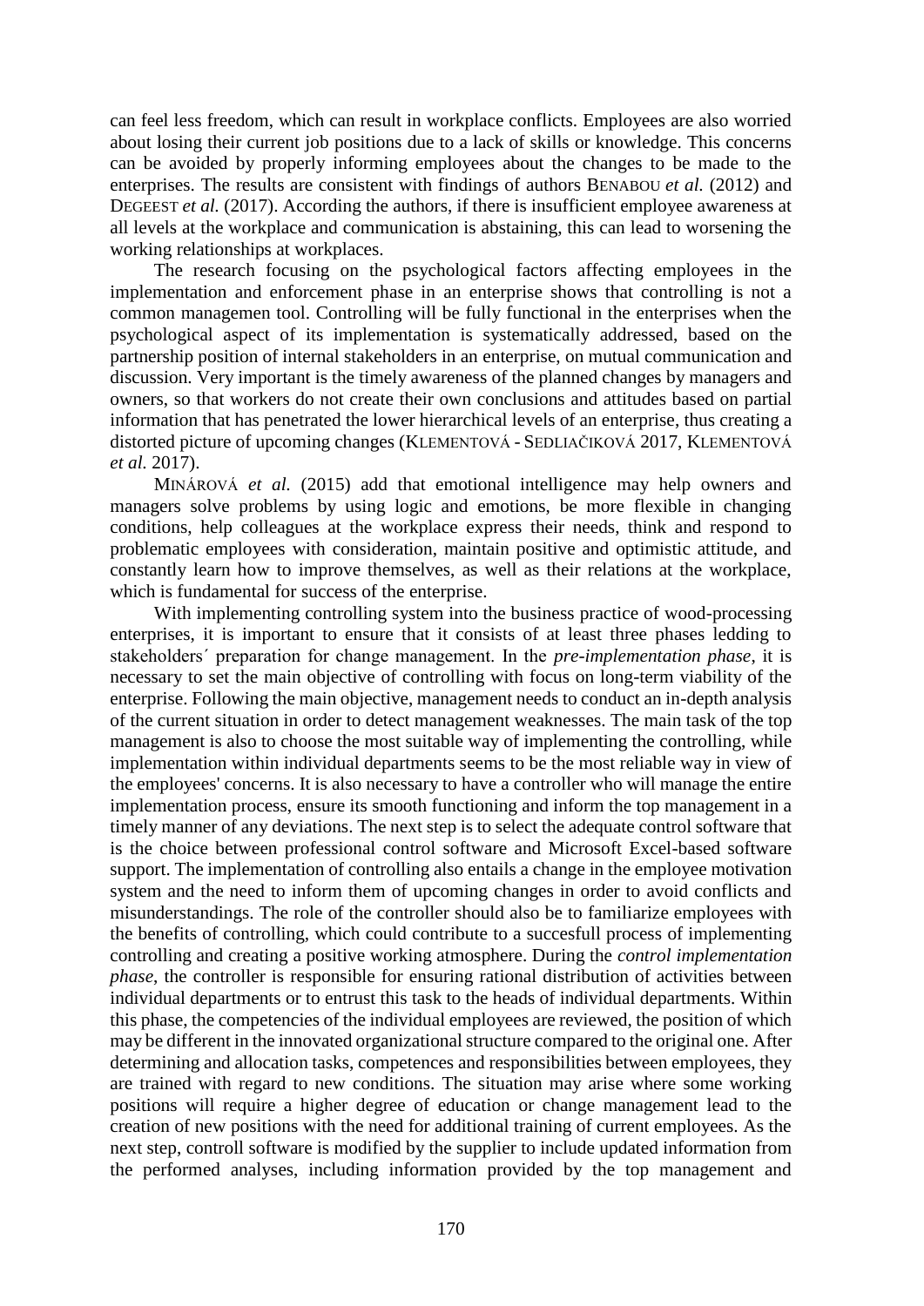can feel less freedom, which can result in workplace conflicts. Employees are also worried about losing their current job positions due to a lack of skills or knowledge. This concerns can be avoided by properly informing employees about the changes to be made to the enterprises. The results are consistent with findings of authors BENABOU *et al.* (2012) and DEGEEST *et al.* (2017). According the authors, if there is insufficient employee awareness at all levels at the workplace and communication is abstaining, this can lead to worsening the working relationships at workplaces.

The research focusing on the psychological factors affecting employees in the implementation and enforcement phase in an enterprise shows that controlling is not a common managemen tool. Controlling will be fully functional in the enterprises when the psychological aspect of its implementation is systematically addressed, based on the partnership position of internal stakeholders in an enterprise, on mutual communication and discussion. Very important is the timely awareness of the planned changes by managers and owners, so that workers do not create their own conclusions and attitudes based on partial information that has penetrated the lower hierarchical levels of an enterprise, thus creating a distorted picture of upcoming changes (KLEMENTOVÁ - SEDLIAČIKOVÁ 2017, KLEMENTOVÁ *et al.* 2017).

MINÁROVÁ *et al.* (2015) add that emotional intelligence may help owners and managers solve problems by using logic and emotions, be more flexible in changing conditions, help colleagues at the workplace express their needs, think and respond to problematic employees with consideration, maintain positive and optimistic attitude, and constantly learn how to improve themselves, as well as their relations at the workplace, which is fundamental for success of the enterprise.

With implementing controlling system into the business practice of wood-processing enterprises, it is important to ensure that it consists of at least three phases ledding to stakeholders´ preparation for change management. In the *pre-implementation phase*, it is necessary to set the main objective of controlling with focus on long-term viability of the enterprise. Following the main objective, management needs to conduct an in-depth analysis of the current situation in order to detect management weaknesses. The main task of the top management is also to choose the most suitable way of implementing the controlling, while implementation within individual departments seems to be the most reliable way in view of the employees' concerns. It is also necessary to have a controller who will manage the entire implementation process, ensure its smooth functioning and inform the top management in a timely manner of any deviations. The next step is to select the adequate control software that is the choice between professional control software and Microsoft Excel-based software support. The implementation of controlling also entails a change in the employee motivation system and the need to inform them of upcoming changes in order to avoid conflicts and misunderstandings. The role of the controller should also be to familiarize employees with the benefits of controlling, which could contribute to a succesfull process of implementing controlling and creating a positive working atmosphere. During the *control implementation phase*, the controller is responsible for ensuring rational distribution of activities between individual departments or to entrust this task to the heads of individual departments. Within this phase, the competencies of the individual employees are reviewed, the position of which may be different in the innovated organizational structure compared to the original one. After determining and allocation tasks, competences and responsibilities between employees, they are trained with regard to new conditions. The situation may arise where some working positions will require a higher degree of education or change management lead to the creation of new positions with the need for additional training of current employees. As the next step, controll software is modified by the supplier to include updated information from the performed analyses, including information provided by the top management and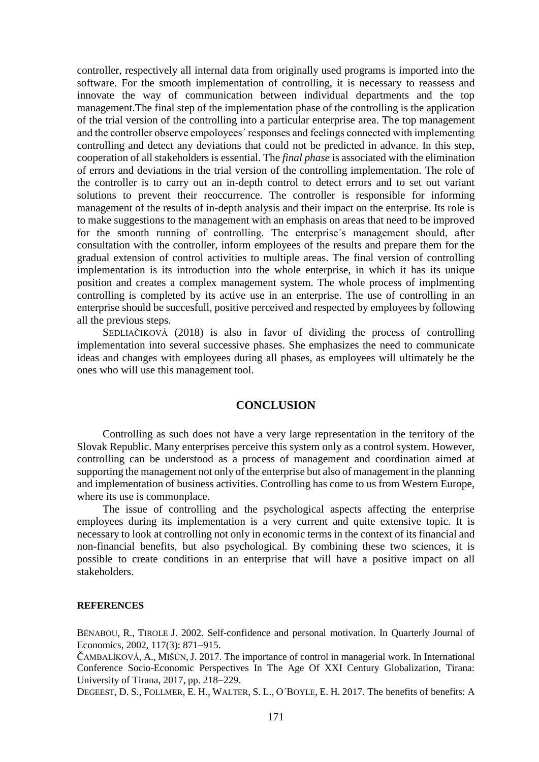controller, respectively all internal data from originally used programs is imported into the software. For the smooth implementation of controlling, it is necessary to reassess and innovate the way of communication between individual departments and the top management.The final step of the implementation phase of the controlling is the application of the trial version of the controlling into a particular enterprise area. The top management and the controller observe empoloyees´ responses and feelings connected with implementing controlling and detect any deviations that could not be predicted in advance. In this step, cooperation of all stakeholders is essential. The *final phase* is associated with the elimination of errors and deviations in the trial version of the controlling implementation. The role of the controller is to carry out an in-depth control to detect errors and to set out variant solutions to prevent their reoccurrence. The controller is responsible for informing management of the results of in-depth analysis and their impact on the enterprise. Its role is to make suggestions to the management with an emphasis on areas that need to be improved for the smooth running of controlling. The enterprise´s management should, after consultation with the controller, inform employees of the results and prepare them for the gradual extension of control activities to multiple areas. The final version of controlling implementation is its introduction into the whole enterprise, in which it has its unique position and creates a complex management system. The whole process of implmenting controlling is completed by its active use in an enterprise. The use of controlling in an enterprise should be succesfull, positive perceived and respected by employees by following all the previous steps.

SEDLIAČIKOVÁ (2018) is also in favor of dividing the process of controlling implementation into several successive phases. She emphasizes the need to communicate ideas and changes with employees during all phases, as employees will ultimately be the ones who will use this management tool.

## CONCLUSION

Controlling as such does not have a very large representation in the territory of the Slovak Republic. Many enterprises perceive this system only as a control system. However, controlling can be understood as a process of management and coordination aimed at supporting the management not only of the enterprise but also of management in the planning and implementation of business activities. Controlling has come to us from Western Europe, where its use is commonplace.

The issue of controlling and the psychological aspects affecting the enterprise employees during its implementation is a very current and quite extensive topic. It is necessary to look at controlling not only in economic terms in the context of its financial and non-financial benefits, but also psychological. By combining these two sciences, it is possible to create conditions in an enterprise that will have a positive impact on all stakeholders.

### REFERENCES

BÉNABOU, R., TIROLE J. 2002. Self-confidence and personal motivation. In Quarterly Journal of Economics, 2002, 117(3): 871–915.

ČAMBALÍKOVÁ, A., MIŠÚN, J. 2017. The importance of control in managerial work. In International Conference Socio-Economic Perspectives In The Age Of XXI Century Globalization, Tirana: University of Tirana, 2017, pp. 218–229.

DEGEEST, D. S., FOLLMER, E. H., WALTER, S. L., O´BOYLE, E. H. 2017. The benefits of benefits: A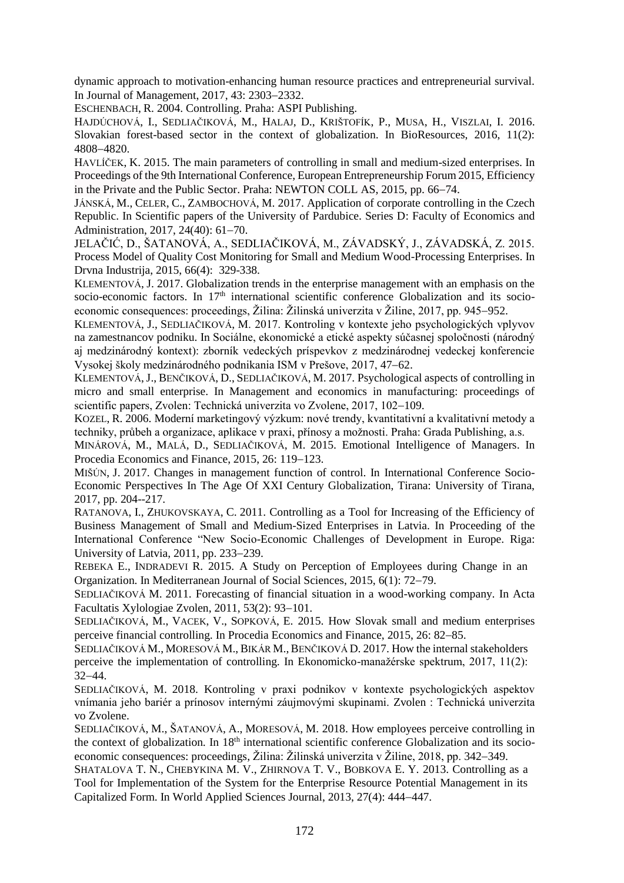dynamic approach to motivation-enhancing human resource practices and entrepreneurial survival. In Journal of Management, 2017, 43: 2303–2332.

ESCHENBACH, R. 2004. Controlling. Praha: ASPI Publishing.

HAJDÚCHOVÁ, I., SEDLIAČIKOVÁ, M., HALAJ, D., KRIŠTOFÍK, P., MUSA, H., VISZLAI, I. 2016. Slovakian forest-based sector in the context of globalization. In BioResources, 2016, 11(2): 4808–4820.

HAVLÍČEK, K. 2015. The main parameters of controlling in small and medium-sized enterprises. In Proceedings of the 9th International Conference, European Entrepreneurship Forum 2015, Efficiency in the Private and the Public Sector. Praha: NEWTON COLL AS, 2015, pp. 66–74.

JÁNSKÁ, M., CELER, C., ZAMBOCHOVÁ, M. 2017. Application of corporate controlling in the Czech Republic. In Scientific papers of the University of Pardubice. Series D: Faculty of Economics and Administration, 2017, 24(40): 61–70.

JELAČIĆ, D., ŠATANOVÁ, A., SEDLIAČIKOVÁ, M., ZÁVADSKÝ, J., ZÁVADSKÁ, Z. 2015. Process Model of Quality Cost Monitoring for Small and Medium Wood-Processing Enterprises. In Drvna Industrija, 2015, 66(4): 329-338.

KLEMENTOVÁ, J. 2017. Globalization trends in the enterprise management with an emphasis on the socio-economic factors. In 17th international scientific conference Globalization and its socio-economic consequences: proceedings, Žilina: Žilinská univerzita v Žiline, 2017, pp. 945–952.

KLEMENTOVÁ, J., SEDLIAČIKOVÁ, M. 2017. Kontroling v kontexte jeho psychologických vplyvov na zamestnancov podniku. In Sociálne, ekonomické a etické aspekty súčasnej spoločnosti (národný aj medzinárodný kontext): zborník vedeckých príspevkov z medzinárodnej vedeckej konferencie Vysokej školy medzinárodného podnikania ISM v Prešove, 2017, 47–62.

KLEMENTOVÁ, J., BENČIKOVÁ, D., SEDLIAČIKOVÁ, M. 2017. Psychological aspects of controlling in micro and small enterprise. In Management and economics in manufacturing: proceedings of scientific papers, Zvolen: Technická univerzita vo Zvolene, 2017, 102–109.

KOZEL, R. 2006. Moderní marketingový výzkum: nové trendy, kvantitativní a kvalitativní metody a techniky, průbeh a organizace, aplikace v praxi, přínosy a možnosti. Praha: Grada Publishing, a.s.

MINÁROVÁ, M., MALÁ, D., SEDLIAČIKOVÁ, M. 2015. Emotional Intelligence of Managers. In Procedia Economics and Finance, 2015, 26: 119–123.

MIŠÚN, J. 2017. Changes in management function of control. In International Conference Socio-Economic Perspectives In The Age Of XXI Century Globalization, Tirana: University of Tirana, 2017, pp. 204--217.

RATANOVA, I., ZHUKOVSKAYA, C. 2011. Controlling as a Tool for Increasing of the Efficiency of Business Management of Small and Medium-Sized Enterprises in Latvia. In Proceeding of the International Conference "New Socio-Economic Challenges of Development in Europe. Riga: University of Latvia, 2011, pp. 233–239.

REBEKA E., INDRADEVI R. 2015. A Study on Perception of Employees during Change in an Organization. In Mediterranean Journal of Social Sciences, 2015, 6(1): 72–79.

SEDLIAČIKOVÁ M. 2011. Forecasting of financial situation in a wood-working company. In Acta Facultatis Xylologiae Zvolen, 2011, 53(2): 93–101.

SEDLIAČIKOVÁ, M., VACEK, V., SOPKOVÁ, E. 2015. How Slovak small and medium enterprises perceive financial controlling. In Procedia Economics and Finance, 2015, 26: 82–85.

SEDLIAČIKOVÁ M., MORESOVÁ M., BIKÁR M., BENČIKOVÁ D. 2017. How the internal stakeholders perceive the implementation of controlling. In Ekonomicko-manažérske spektrum, 2017, 11(2): 32–44.

SEDLIAČIKOVÁ, M. 2018. Kontroling v praxi podnikov v kontexte psychologických aspektov vnímania jeho bariér a prínosov internými záujmovými skupinami. Zvolen : Technická univerzita vo Zvolene.

SEDLIAČIKOVÁ, M., ŠATANOVÁ, A., MORESOVÁ, M. 2018. How employees perceive controlling in the context of globalization. In 18th international scientific conference Globalization and its socio-economic consequences: proceedings, Žilina: Žilinská univerzita v Žiline, 2018, pp. 342–349.

SHATALOVA T. N., CHEBYKINA M. V., ZHIRNOVA T. V., BOBKOVA E. Y. 2013. Controlling as a Tool for Implementation of the System for the Enterprise Resource Potential Management in its Capitalized Form. In World Applied Sciences Journal, 2013, 27(4): 444–447.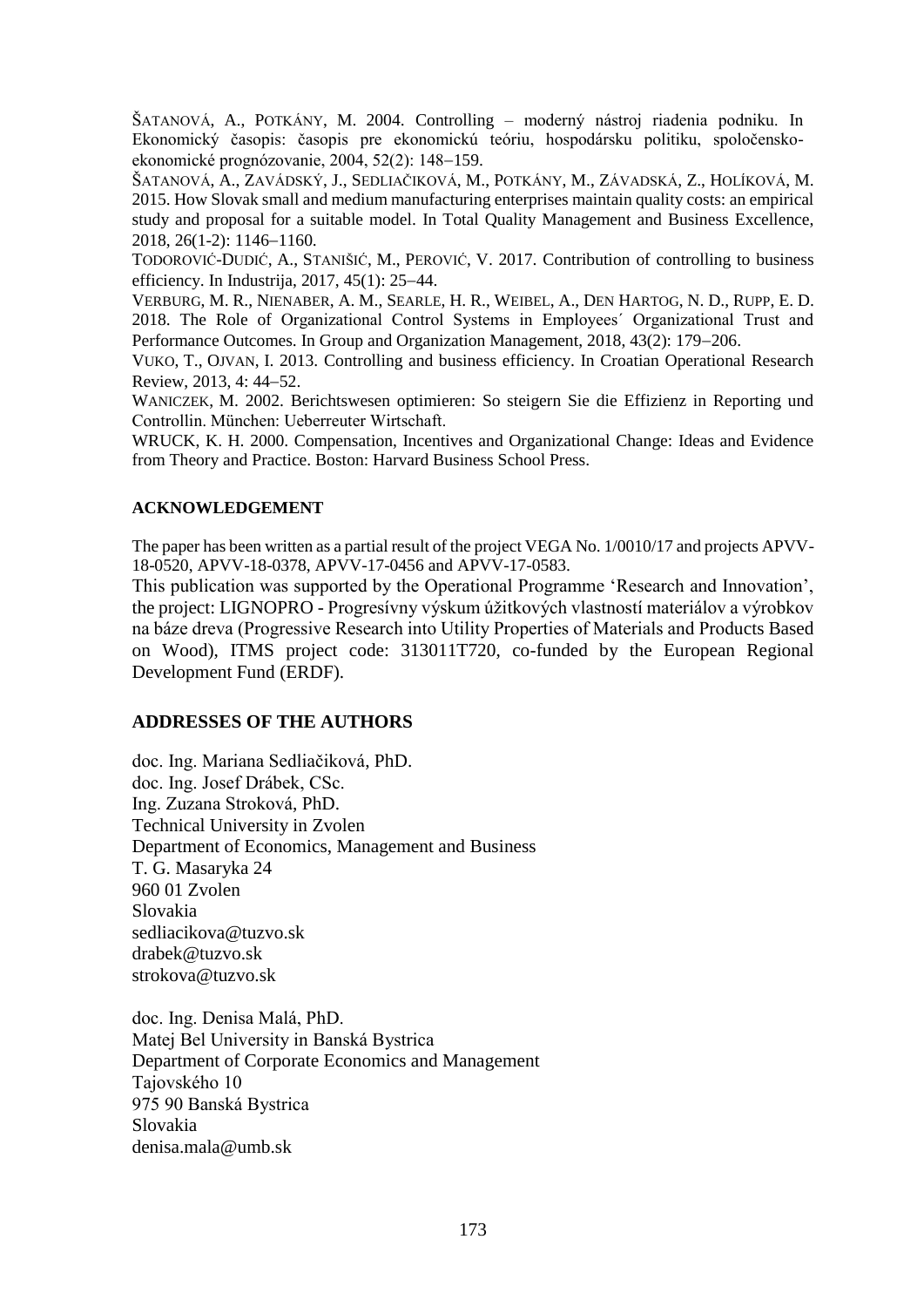ŠATANOVÁ, A., POTKÁNY, M. 2004. Controlling – moderný nástroj riadenia podniku. In Ekonomický časopis: časopis pre ekonomickú teóriu, hospodársku politiku, spoločensko-ekonomické prognózovanie, 2004, 52(2): 148–159.

ŠATANOVÁ, A., ZAVÁDSKÝ, J., SEDLIAČIKOVÁ, M., POTKÁNY, M., ZÁVADSKÁ, Z., HOLÍKOVÁ, M. 2015. How Slovak small and medium manufacturing enterprises maintain quality costs: an empirical study and proposal for a suitable model. In Total Quality Management and Business Excellence, 2018, 26(1-2): 1146–1160.

TODOROVIĆ-DUDIĆ, A., STANIŠIĆ, M., PEROVIĆ, V. 2017. Contribution of controlling to business efficiency. In Industrija, 2017, 45(1): 25–44.

VERBURG, M. R., NIENABER, A. M., SEARLE, H. R., WEIBEL, A., DEN HARTOG, N. D., RUPP, E. D. 2018. The Role of Organizational Control Systems in Employees´ Organizational Trust and Performance Outcomes. In Group and Organization Management, 2018, 43(2): 179–206.

VUKO, T., OJVAN, I. 2013. Controlling and business efficiency. In Croatian Operational Research Review, 2013, 4: 44–52.

WANICZEK, M. 2002. Berichtswesen optimieren: So steigern Sie die Effizienz in Reporting und Controllin. München: Ueberreuter Wirtschaft.

WRUCK, K. H. 2000. Compensation, Incentives and Organizational Change: Ideas and Evidence from Theory and Practice. Boston: Harvard Business School Press.

## ACKNOWLEDGEMENT

The paper has been written as a partial result of the project VEGA No. 1/0010/17 and projects APVV-18-0520, APVV-18-0378, APVV-17-0456 and APVV-17-0583.

This publication was supported by the Operational Programme 'Research and Innovation', the project: LIGNOPRO - Progresívny výskum úžitkových vlastností materiálov a výrobkov na báze dreva (Progressive Research into Utility Properties of Materials and Products Based on Wood), ITMS project code: 313011T720, co-funded by the European Regional Development Fund (ERDF).

## ADDRESSES OF THE AUTHORS

doc. Ing. Mariana Sedliačiková, PhD.
doc. Ing. Josef Drábek, CSc.
Ing. Zuzana Stroková, PhD.
Technical University in Zvolen
Department of Economics, Management and Business
T. G. Masaryka 24
960 01 Zvolen
Slovakia
sedliacikova@tuzvo.sk
drabek@tuzvo.sk
strokova@tuzvo.sk

doc. Ing. Denisa Malá, PhD.
Matej Bel University in Banská Bystrica
Department of Corporate Economics and Management
Tajovského 10
975 90 Banská Bystrica
Slovakia
denisa.mala@umb.sk